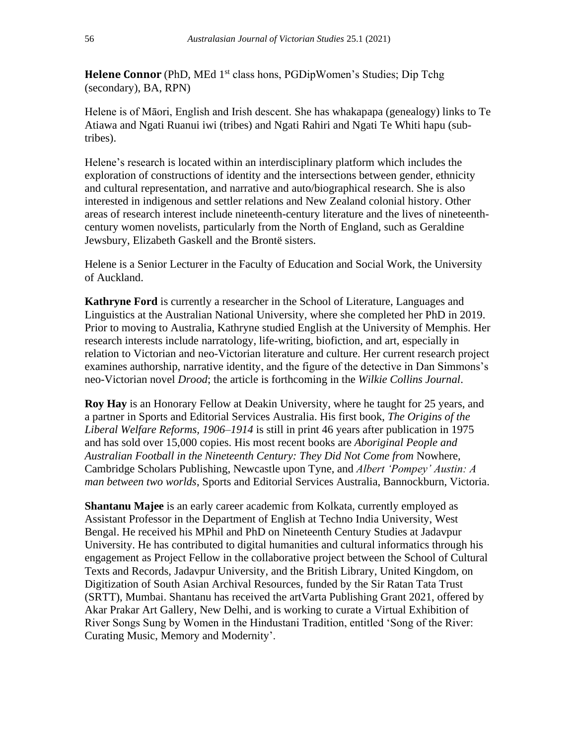**Helene Connor** (PhD, MEd 1st class hons, PGDipWomen's Studies; Dip Tchg (secondary), BA, RPN)

Helene is of Māori, English and Irish descent. She has whakapapa (genealogy) links to Te Atiawa and Ngati Ruanui iwi (tribes) and Ngati Rahiri and Ngati Te Whiti hapu (sub-tribes).

Helene's research is located within an interdisciplinary platform which includes the exploration of constructions of identity and the intersections between gender, ethnicity and cultural representation, and narrative and auto/biographical research. She is also interested in indigenous and settler relations and New Zealand colonial history. Other areas of research interest include nineteenth-century literature and the lives of nineteenth-century women novelists, particularly from the North of England, such as Geraldine Jewsbury, Elizabeth Gaskell and the Brontë sisters.

Helene is a Senior Lecturer in the Faculty of Education and Social Work, the University of Auckland.

**Kathryne Ford** is currently a researcher in the School of Literature, Languages and Linguistics at the Australian National University, where she completed her PhD in 2019. Prior to moving to Australia, Kathryne studied English at the University of Memphis. Her research interests include narratology, life-writing, biofiction, and art, especially in relation to Victorian and neo-Victorian literature and culture. Her current research project examines authorship, narrative identity, and the figure of the detective in Dan Simmons's neo-Victorian novel *Drood*; the article is forthcoming in the *Wilkie Collins Journal*.

**Roy Hay** is an Honorary Fellow at Deakin University, where he taught for 25 years, and a partner in Sports and Editorial Services Australia. His first book, *The Origins of the Liberal Welfare Reforms, 1906–1914* is still in print 46 years after publication in 1975 and has sold over 15,000 copies. His most recent books are *Aboriginal People and Australian Football in the Nineteenth Century: They Did Not Come from* Nowhere, Cambridge Scholars Publishing, Newcastle upon Tyne, and *Albert 'Pompey' Austin: A man between two worlds*, Sports and Editorial Services Australia, Bannockburn, Victoria.

**Shantanu Majee** is an early career academic from Kolkata, currently employed as Assistant Professor in the Department of English at Techno India University, West Bengal. He received his MPhil and PhD on Nineteenth Century Studies at Jadavpur University. He has contributed to digital humanities and cultural informatics through his engagement as Project Fellow in the collaborative project between the School of Cultural Texts and Records, Jadavpur University, and the British Library, United Kingdom, on Digitization of South Asian Archival Resources, funded by the Sir Ratan Tata Trust (SRTT), Mumbai. Shantanu has received the artVarta Publishing Grant 2021, offered by Akar Prakar Art Gallery, New Delhi, and is working to curate a Virtual Exhibition of River Songs Sung by Women in the Hindustani Tradition, entitled 'Song of the River: Curating Music, Memory and Modernity'.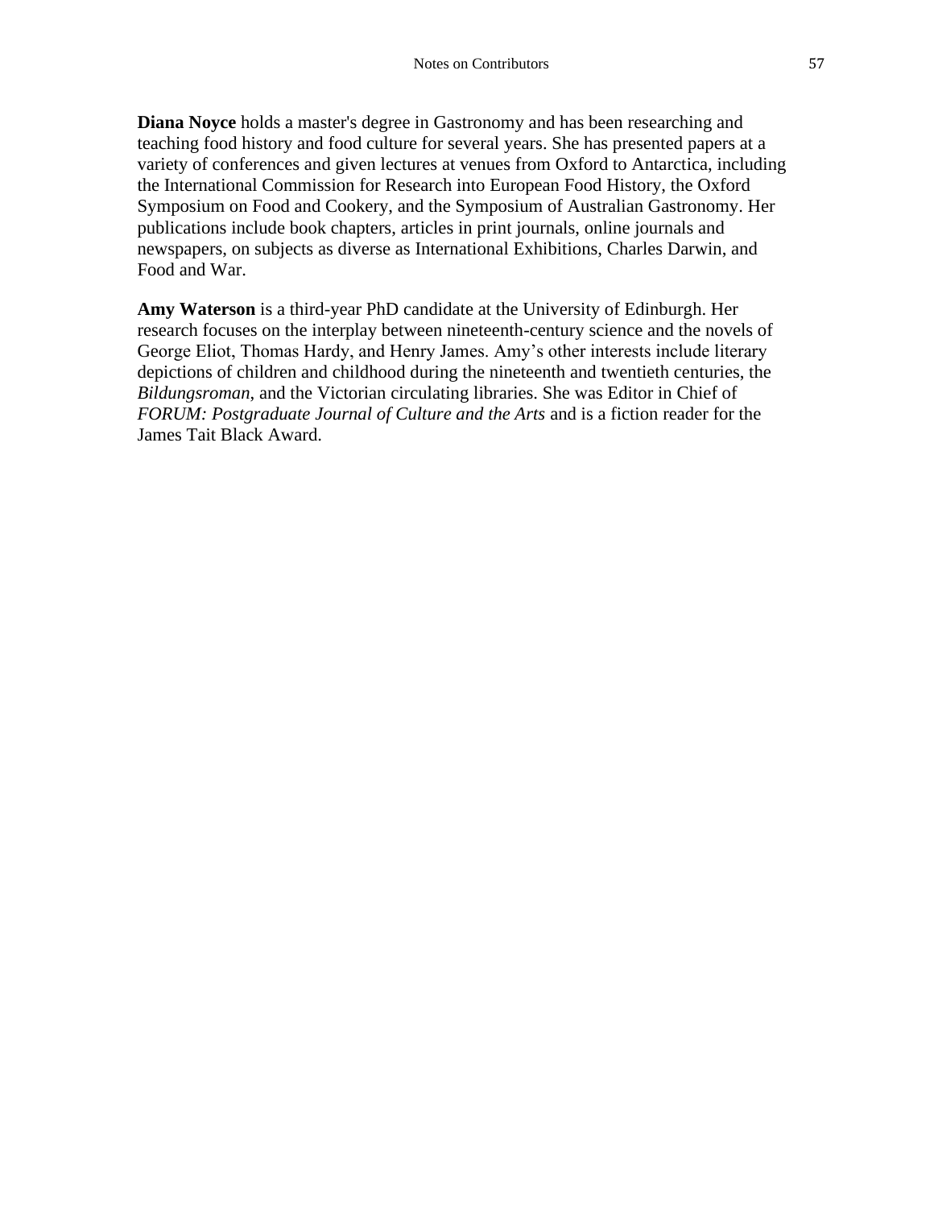**Diana Noyce** holds a master's degree in Gastronomy and has been researching and teaching food history and food culture for several years. She has presented papers at a variety of conferences and given lectures at venues from Oxford to Antarctica, including the International Commission for Research into European Food History, the Oxford Symposium on Food and Cookery, and the Symposium of Australian Gastronomy. Her publications include book chapters, articles in print journals, online journals and newspapers, on subjects as diverse as International Exhibitions, Charles Darwin, and Food and War.

**Amy Waterson** is a third-year PhD candidate at the University of Edinburgh. Her research focuses on the interplay between nineteenth-century science and the novels of George Eliot, Thomas Hardy, and Henry James. Amy's other interests include literary depictions of children and childhood during the nineteenth and twentieth centuries, the *Bildungsroman*, and the Victorian circulating libraries. She was Editor in Chief of *FORUM: Postgraduate Journal of Culture and the Arts* and is a fiction reader for the James Tait Black Award.